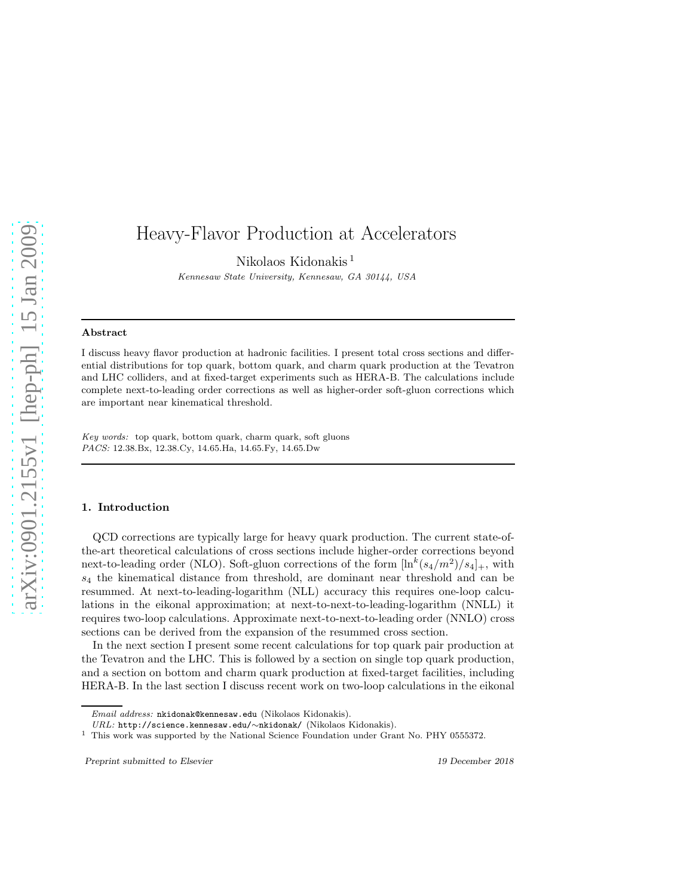# Heavy-Flavor Production at Accelerators

Nikolaos Kidonakis [1]

*Kennesaw State University, Kennesaw, GA 30144, USA*

---

## Abstract

I discuss heavy flavor production at hadronic facilities. I present total cross sections and differential distributions for top quark, bottom quark, and charm quark production at the Tevatron and LHC colliders, and at fixed-target experiments such as HERA-B. The calculations include complete next-to-leading order corrections as well as higher-order soft-gluon corrections which are important near kinematical threshold.

*Key words:* top quark, bottom quark, charm quark, soft gluons
*PACS:* 12.38.Bx, 12.38.Cy, 14.65.Ha, 14.65.Fy, 14.65.Dw

---

## 1. Introduction

QCD corrections are typically large for heavy quark production. The current state-of-the-art theoretical calculations of cross sections include higher-order corrections beyond next-to-leading order (NLO). Soft-gluon corrections of the form $[\ln^k(s_4/m^2)/s_4]_+$, with $s_4$ the kinematical distance from threshold, are dominant near threshold and can be resummed. At next-to-leading-logarithm (NLL) accuracy this requires one-loop calculations in the eikonal approximation; at next-to-next-to-leading-logarithm (NNLL) it requires two-loop calculations. Approximate next-to-next-to-leading order (NNLO) cross sections can be derived from the expansion of the resummed cross section.

In the next section I present some recent calculations for top quark pair production at the Tevatron and the LHC. This is followed by a section on single top quark production, and a section on bottom and charm quark production at fixed-target facilities, including HERA-B. In the last section I discuss recent work on two-loop calculations in the eikonal

---

*Email address:* nkidonak@kennesaw.edu (Nikolaos Kidonakis).
*URL:* http://science.kennesaw.edu/∼nkidonak/ (Nikolaos Kidonakis).

[1] This work was supported by the National Science Foundation under Grant No. PHY 0555372.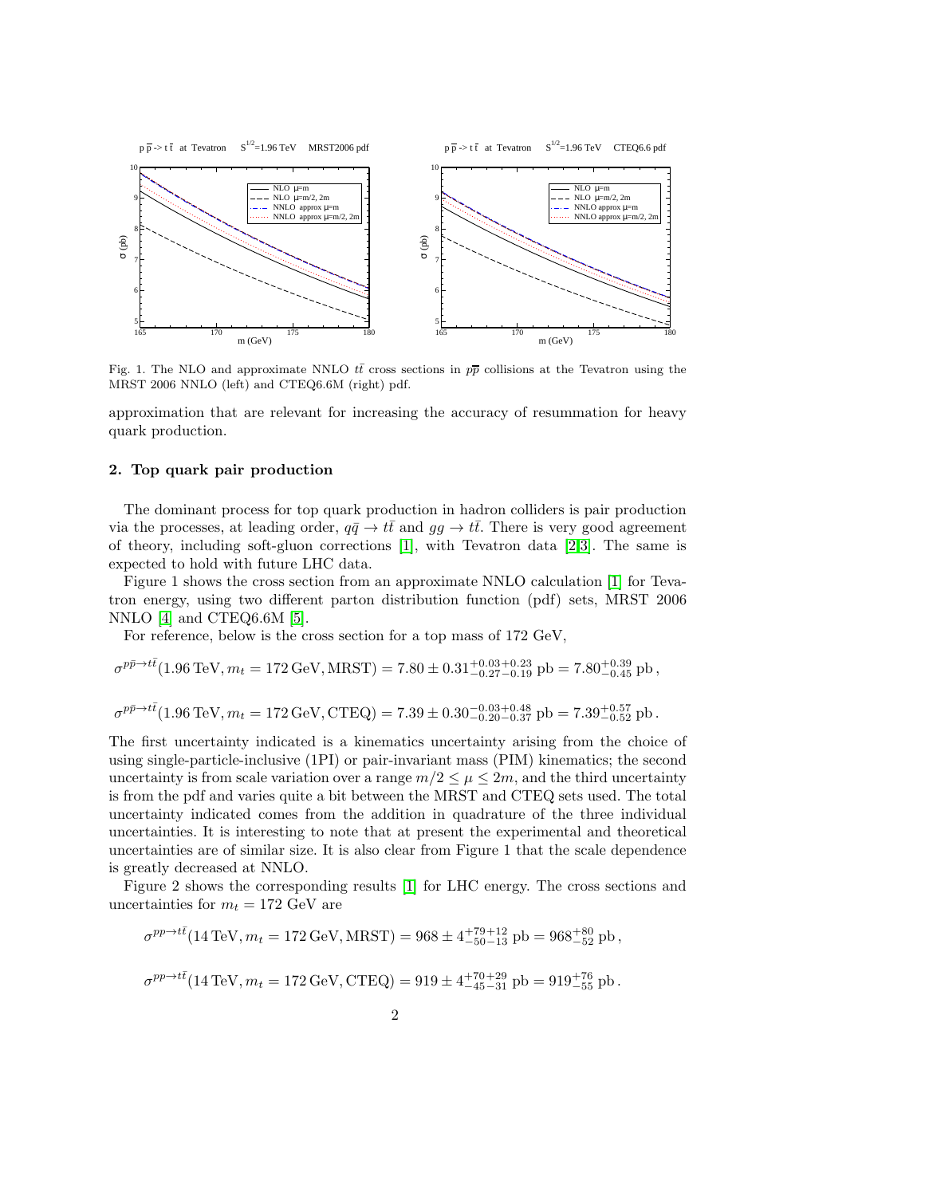Fig. 1. The NLO and approximate NNLO $t\bar{t}$ cross sections in $p\bar{p}$ collisions at the Tevatron using the MRST 2006 NNLO (left) and CTEQ6.6M (right) pdf.

approximation that are relevant for increasing the accuracy of resummation for heavy quark production.

## 2. Top quark pair production

The dominant process for top quark production in hadron colliders is pair production via the processes, at leading order, $q\bar{q} \to t\bar{t}$ and $gg \to t\bar{t}$. There is very good agreement of theory, including soft-gluon corrections [1], with Tevatron data [2,3]. The same is expected to hold with future LHC data.

Figure 1 shows the cross section from an approximate NNLO calculation [1] for Tevatron energy, using two different parton distribution function (pdf) sets, MRST 2006 NNLO [4] and CTEQ6.6M [5].

For reference, below is the cross section for a top mass of 172 GeV,

$$\sigma^{p\bar{p}\to t\bar{t}}(1.96\,\text{TeV}, m_t = 172\,\text{GeV}, \text{MRST}) = 7.80 \pm 0.31^{+0.03+0.23}_{-0.27-0.19}\ \text{pb} = 7.80^{+0.39}_{-0.45}\ \text{pb}\,,$$

$$\sigma^{p\bar{p}\to t\bar{t}}(1.96\,\text{TeV}, m_t = 172\,\text{GeV}, \text{CTEQ}) = 7.39 \pm 0.30^{-0.03+0.48}_{-0.20-0.37}\ \text{pb} = 7.39^{+0.57}_{-0.52}\ \text{pb}\,.$$

The first uncertainty indicated is a kinematics uncertainty arising from the choice of using single-particle-inclusive (1PI) or pair-invariant mass (PIM) kinematics; the second uncertainty is from scale variation over a range $m/2 \le \mu \le 2m$, and the third uncertainty is from the pdf and varies quite a bit between the MRST and CTEQ sets used. The total uncertainty indicated comes from the addition in quadrature of the three individual uncertainties. It is interesting to note that at present the experimental and theoretical uncertainties are of similar size. It is also clear from Figure 1 that the scale dependence is greatly decreased at NNLO.

Figure 2 shows the corresponding results [1] for LHC energy. The cross sections and uncertainties for $m_t = 172$ GeV are

$$\sigma^{pp\to t\bar{t}}(14\,\text{TeV}, m_t = 172\,\text{GeV}, \text{MRST}) = 968 \pm 4^{+79+12}_{-50-13}\ \text{pb} = 968^{+80}_{-52}\ \text{pb}\,,$$

$$\sigma^{pp\to t\bar{t}}(14\,\text{TeV}, m_t = 172\,\text{GeV}, \text{CTEQ}) = 919 \pm 4^{+70+29}_{-45-31}\ \text{pb} = 919^{+76}_{-55}\ \text{pb}\,.$$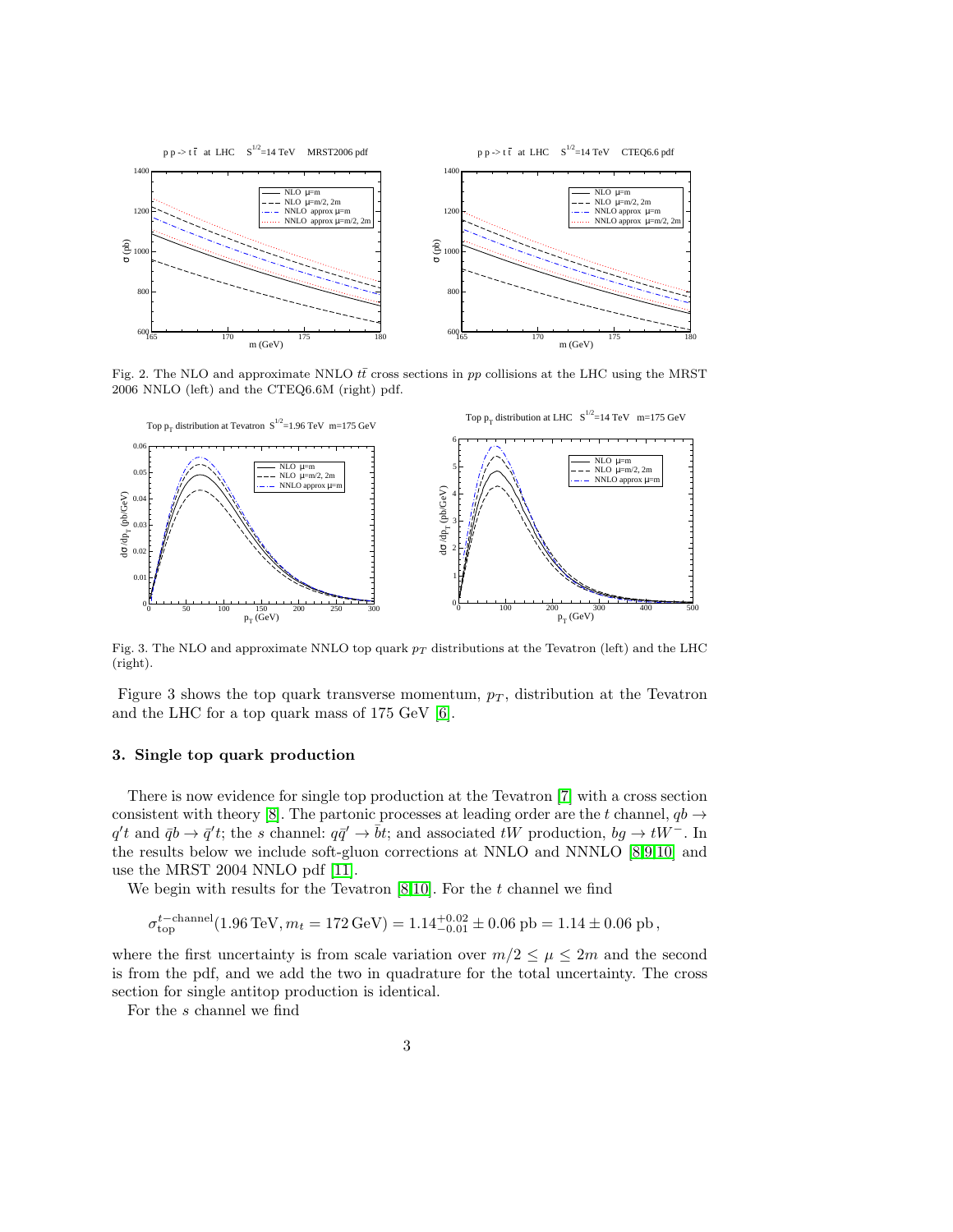Fig. 2. The NLO and approximate NNLO $t\bar{t}$ cross sections in $pp$ collisions at the LHC using the MRST 2006 NNLO (left) and the CTEQ6.6M (right) pdf.

Fig. 3. The NLO and approximate NNLO top quark $p_T$ distributions at the Tevatron (left) and the LHC (right).

Figure 3 shows the top quark transverse momentum, $p_T$, distribution at the Tevatron and the LHC for a top quark mass of 175 GeV [6].

### 3. Single top quark production

There is now evidence for single top production at the Tevatron [7] with a cross section consistent with theory [8]. The partonic processes at leading order are the $t$ channel, $qb \to q't$ and $\bar{q}b \to \bar{q}'t$; the $s$ channel: $q\bar{q}' \to \bar{b}t$; and associated $tW$ production, $bg \to tW^-$. In the results below we include soft-gluon corrections at NNLO and NNNLO [8,9,10] and use the MRST 2004 NNLO pdf [11].

We begin with results for the Tevatron [8,10]. For the $t$ channel we find

$$\sigma_{\rm top}^{t-{\rm channel}}(1.96\,{\rm TeV}, m_t = 172\,{\rm GeV}) = 1.14^{+0.02}_{-0.01} \pm 0.06 \text{ pb} = 1.14 \pm 0.06 \text{ pb}\,,$$

where the first uncertainty is from scale variation over $m/2 \le \mu \le 2m$ and the second is from the pdf, and we add the two in quadrature for the total uncertainty. The cross section for single antitop production is identical.

For the $s$ channel we find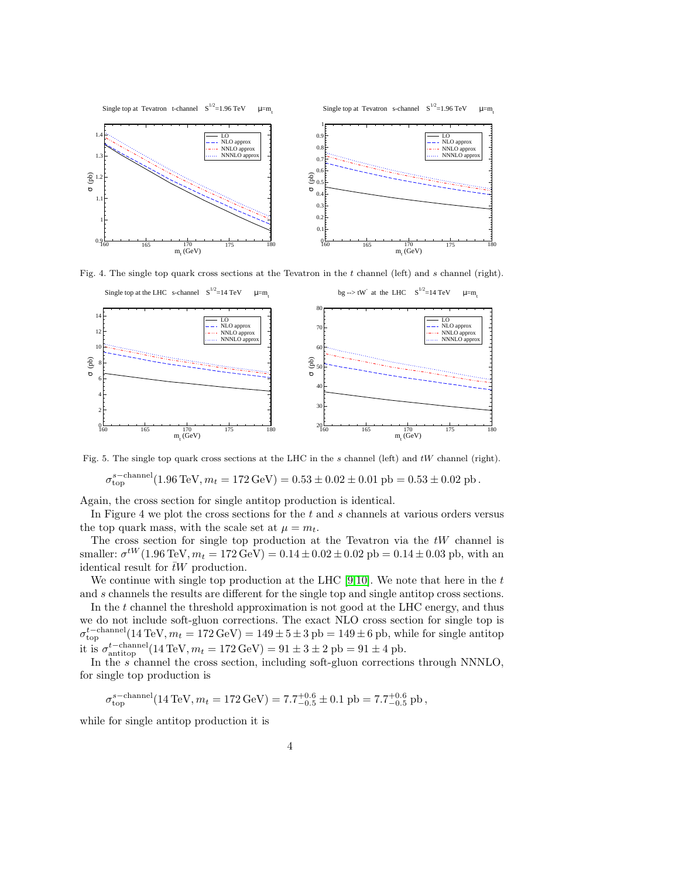Fig. 4. The single top quark cross sections at the Tevatron in the $t$ channel (left) and $s$ channel (right).

Fig. 5. The single top quark cross sections at the LHC in the $s$ channel (left) and $tW$ channel (right).

$$\sigma_{\rm top}^{s-{\rm channel}}(1.96\,{\rm TeV}, m_t = 172\,{\rm GeV}) = 0.53 \pm 0.02 \pm 0.01 \text{ pb} = 0.53 \pm 0.02 \text{ pb}\,.$$

Again, the cross section for single antitop production is identical.

In Figure 4 we plot the cross sections for the $t$ and $s$ channels at various orders versus the top quark mass, with the scale set at $\mu = m_t$.

The cross section for single top production at the Tevatron via the $tW$ channel is smaller: $\sigma^{tW}(1.96\,{\rm TeV}, m_t = 172\,{\rm GeV}) = 0.14 \pm 0.02 \pm 0.02$ pb $= 0.14 \pm 0.03$ pb, with an identical result for $\bar{t}W$ production.

We continue with single top production at the LHC [9,10]. We note that here in the $t$ and $s$ channels the results are different for the single top and single antitop cross sections.

In the $t$ channel the threshold approximation is not good at the LHC energy, and thus we do not include soft-gluon corrections. The exact NLO cross section for single top is $\sigma_{\rm top}^{t-{\rm channel}}(14\,{\rm TeV}, m_t = 172\,{\rm GeV}) = 149 \pm 5 \pm 3$ pb $= 149 \pm 6$ pb, while for single antitop it is $\sigma_{\rm antitop}^{t-{\rm channel}}(14\,{\rm TeV}, m_t = 172\,{\rm GeV}) = 91 \pm 3 \pm 2$ pb $= 91 \pm 4$ pb.

In the $s$ channel the cross section, including soft-gluon corrections through NNNLO, for single top production is

$$\sigma_{\rm top}^{s-{\rm channel}}(14\,{\rm TeV}, m_t = 172\,{\rm GeV}) = 7.7^{+0.6}_{-0.5} \pm 0.1 \text{ pb} = 7.7^{+0.6}_{-0.5} \text{ pb}\,,$$

while for single antitop production it is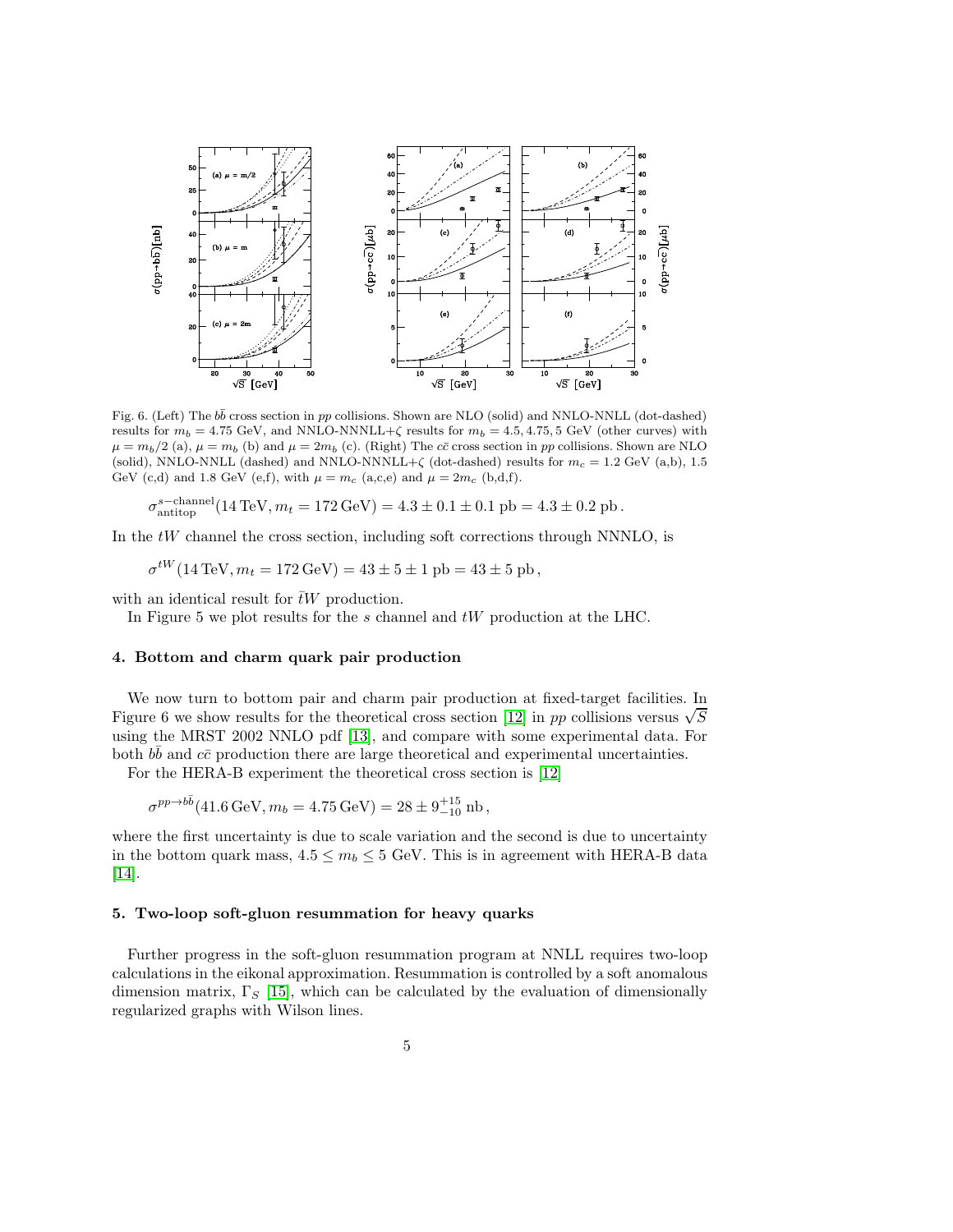Fig. 6. (Left) The $b\bar{b}$ cross section in $pp$ collisions. Shown are NLO (solid) and NNLO-NNLL (dot-dashed) results for $m_b = 4.75$ GeV, and NNLO-NNNLL+$\zeta$ results for $m_b = 4.5, 4.75, 5$ GeV (other curves) with $\mu = m_b/2$ (a), $\mu = m_b$ (b) and $\mu = 2m_b$ (c). (Right) The $c\bar{c}$ cross section in $pp$ collisions. Shown are NLO (solid), NNLO-NNLL (dashed) and NNLO-NNNLL+$\zeta$ (dot-dashed) results for $m_c = 1.2$ GeV (a,b), 1.5 GeV (c,d) and 1.8 GeV (e,f), with $\mu = m_c$ (a,c,e) and $\mu = 2m_c$ (b,d,f).

$$\sigma^{s-\mathrm{channel}}_{\mathrm{antitop}}(14\,\mathrm{TeV}, m_t = 172\,\mathrm{GeV}) = 4.3 \pm 0.1 \pm 0.1 \text{ pb} = 4.3 \pm 0.2 \text{ pb}\,.$$

In the $tW$ channel the cross section, including soft corrections through NNNLO, is

$$\sigma^{tW}(14\,\mathrm{TeV}, m_t = 172\,\mathrm{GeV}) = 43 \pm 5 \pm 1 \text{ pb} = 43 \pm 5 \text{ pb}\,,$$

with an identical result for $\bar{t}W$ production.

In Figure 5 we plot results for the $s$ channel and $tW$ production at the LHC.

## 4. Bottom and charm quark pair production

We now turn to bottom pair and charm pair production at fixed-target facilities. In Figure 6 we show results for the theoretical cross section [12] in $pp$ collisions versus $\sqrt{S}$ using the MRST 2002 NNLO pdf [13], and compare with some experimental data. For both $b\bar{b}$ and $c\bar{c}$ production there are large theoretical and experimental uncertainties.

For the HERA-B experiment the theoretical cross section is [12]

$$\sigma^{pp\to b\bar{b}}(41.6\,\mathrm{GeV}, m_b = 4.75\,\mathrm{GeV}) = 28 \pm 9^{+15}_{-10} \text{ nb}\,,$$

where the first uncertainty is due to scale variation and the second is due to uncertainty in the bottom quark mass, $4.5 \le m_b \le 5$ GeV. This is in agreement with HERA-B data [14].

## 5. Two-loop soft-gluon resummation for heavy quarks

Further progress in the soft-gluon resummation program at NNLL requires two-loop calculations in the eikonal approximation. Resummation is controlled by a soft anomalous dimension matrix, $\Gamma_S$ [15], which can be calculated by the evaluation of dimensionally regularized graphs with Wilson lines.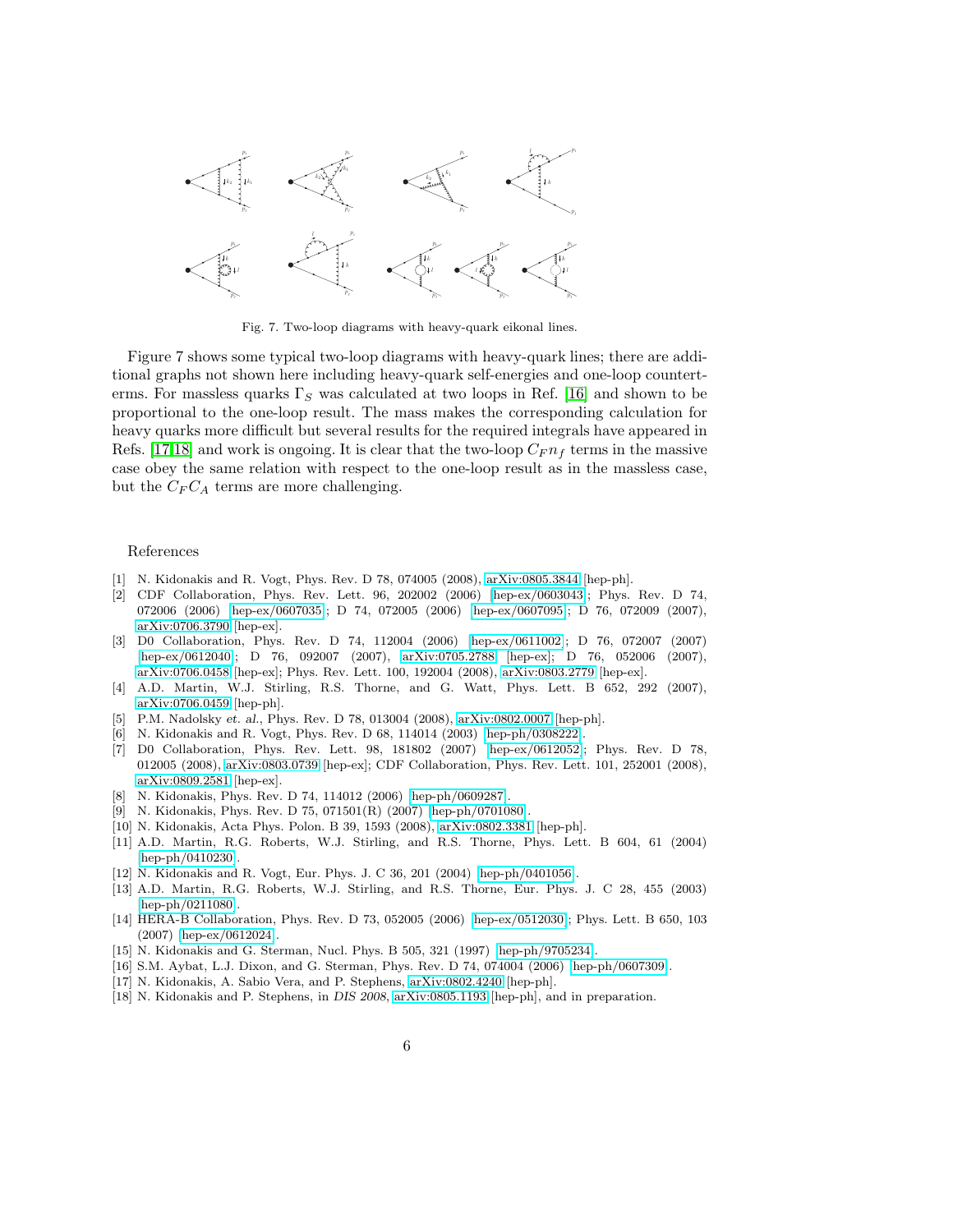Fig. 7. Two-loop diagrams with heavy-quark eikonal lines.

Figure 7 shows some typical two-loop diagrams with heavy-quark lines; there are additional graphs not shown here including heavy-quark self-energies and one-loop counterterms. For massless quarks $\Gamma_S$ was calculated at two loops in Ref. [16] and shown to be proportional to the one-loop result. The mass makes the corresponding calculation for heavy quarks more difficult but several results for the required integrals have appeared in Refs. [17,18] and work is ongoing. It is clear that the two-loop $C_F n_f$ terms in the massive case obey the same relation with respect to the one-loop result as in the massless case, but the $C_F C_A$ terms are more challenging.

## References

[1] N. Kidonakis and R. Vogt, Phys. Rev. D 78, 074005 (2008), arXiv:0805.3844 [hep-ph].

[2] CDF Collaboration, Phys. Rev. Lett. 96, 202002 (2006) [hep-ex/0603043]; Phys. Rev. D 74, 072006 (2006) [hep-ex/0607035]; D 74, 072005 (2006) [hep-ex/0607095]; D 76, 072009 (2007), arXiv:0706.3790 [hep-ex].

[3] D0 Collaboration, Phys. Rev. D 74, 112004 (2006) [hep-ex/0611002]; D 76, 072007 (2007) [hep-ex/0612040]; D 76, 092007 (2007), arXiv:0705.2788 [hep-ex]; D 76, 052006 (2007), arXiv:0706.0458 [hep-ex]; Phys. Rev. Lett. 100, 192004 (2008), arXiv:0803.2779 [hep-ex].

[4] A.D. Martin, W.J. Stirling, R.S. Thorne, and G. Watt, Phys. Lett. B 652, 292 (2007), arXiv:0706.0459 [hep-ph].

[5] P.M. Nadolsky *et. al.*, Phys. Rev. D 78, 013004 (2008), arXiv:0802.0007 [hep-ph].

[6] N. Kidonakis and R. Vogt, Phys. Rev. D 68, 114014 (2003) [hep-ph/0308222].

[7] D0 Collaboration, Phys. Rev. Lett. 98, 181802 (2007) [hep-ex/0612052]; Phys. Rev. D 78, 012005 (2008), arXiv:0803.0739 [hep-ex]; CDF Collaboration, Phys. Rev. Lett. 101, 252001 (2008), arXiv:0809.2581 [hep-ex].

[8] N. Kidonakis, Phys. Rev. D 74, 114012 (2006) [hep-ph/0609287].

[9] N. Kidonakis, Phys. Rev. D 75, 071501(R) (2007) [hep-ph/0701080].

[10] N. Kidonakis, Acta Phys. Polon. B 39, 1593 (2008), arXiv:0802.3381 [hep-ph].

[11] A.D. Martin, R.G. Roberts, W.J. Stirling, and R.S. Thorne, Phys. Lett. B 604, 61 (2004) [hep-ph/0410230].

[12] N. Kidonakis and R. Vogt, Eur. Phys. J. C 36, 201 (2004) [hep-ph/0401056].

[13] A.D. Martin, R.G. Roberts, W.J. Stirling, and R.S. Thorne, Eur. Phys. J. C 28, 455 (2003) [hep-ph/0211080].

[14] HERA-B Collaboration, Phys. Rev. D 73, 052005 (2006) [hep-ex/0512030]; Phys. Lett. B 650, 103 (2007) [hep-ex/0612024].

[15] N. Kidonakis and G. Sterman, Nucl. Phys. B 505, 321 (1997) [hep-ph/9705234].

[16] S.M. Aybat, L.J. Dixon, and G. Sterman, Phys. Rev. D 74, 074004 (2006) [hep-ph/0607309].

[17] N. Kidonakis, A. Sabio Vera, and P. Stephens, arXiv:0802.4240 [hep-ph].

[18] N. Kidonakis and P. Stephens, in *DIS 2008*, arXiv:0805.1193 [hep-ph], and in preparation.